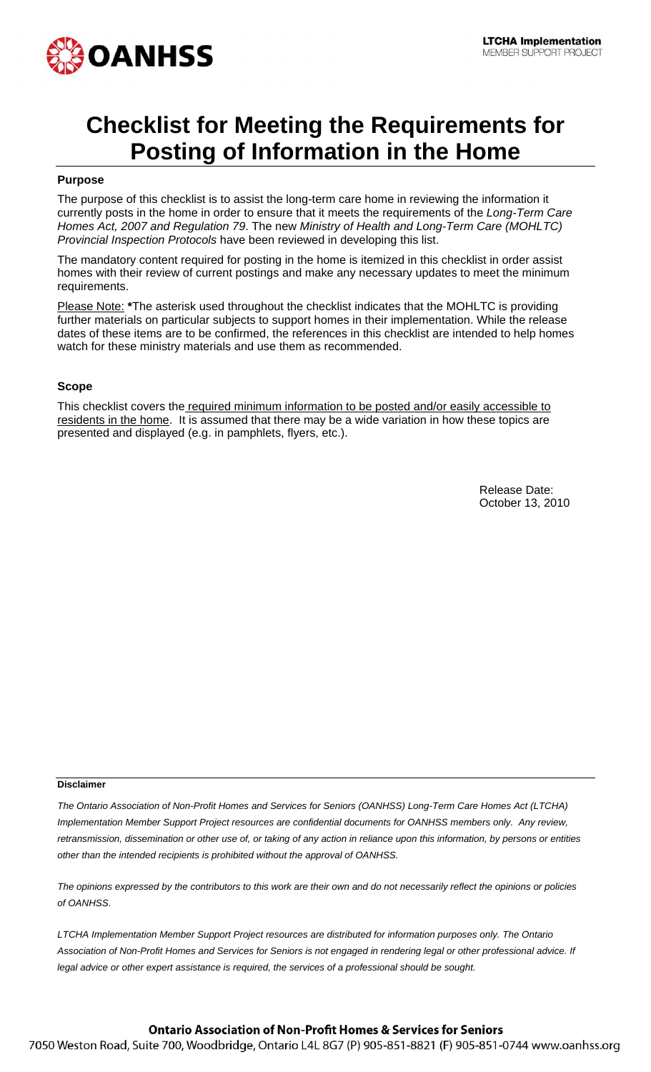OANHSS

LTCHA Implementation
MEMBER SUPPORT PROJECT

# Checklist for Meeting the Requirements for Posting of Information in the Home

### Purpose

The purpose of this checklist is to assist the long-term care home in reviewing the information it currently posts in the home in order to ensure that it meets the requirements of the *Long-Term Care Homes Act, 2007 and Regulation 79*. The new *Ministry of Health and Long-Term Care (MOHLTC) Provincial Inspection Protocols* have been reviewed in developing this list.

The mandatory content required for posting in the home is itemized in this checklist in order assist homes with their review of current postings and make any necessary updates to meet the minimum requirements.

Please Note: **\***The asterisk used throughout the checklist indicates that the MOHLTC is providing further materials on particular subjects to support homes in their implementation. While the release dates of these items are to be confirmed, the references in this checklist are intended to help homes watch for these ministry materials and use them as recommended.

### Scope

This checklist covers the required minimum information to be posted and/or easily accessible to residents in the home. It is assumed that there may be a wide variation in how these topics are presented and displayed (e.g. in pamphlets, flyers, etc.).

Release Date:
October 13, 2010

**Disclaimer**

*The Ontario Association of Non-Profit Homes and Services for Seniors (OANHSS) Long-Term Care Homes Act (LTCHA) Implementation Member Support Project resources are confidential documents for OANHSS members only. Any review, retransmission, dissemination or other use of, or taking of any action in reliance upon this information, by persons or entities other than the intended recipients is prohibited without the approval of OANHSS.*

*The opinions expressed by the contributors to this work are their own and do not necessarily reflect the opinions or policies of OANHSS.*

*LTCHA Implementation Member Support Project resources are distributed for information purposes only. The Ontario Association of Non-Profit Homes and Services for Seniors is not engaged in rendering legal or other professional advice. If legal advice or other expert assistance is required, the services of a professional should be sought.*

**Ontario Association of Non-Profit Homes & Services for Seniors**
7050 Weston Road, Suite 700, Woodbridge, Ontario L4L 8G7 (P) 905-851-8821 (F) 905-851-0744 www.oanhss.org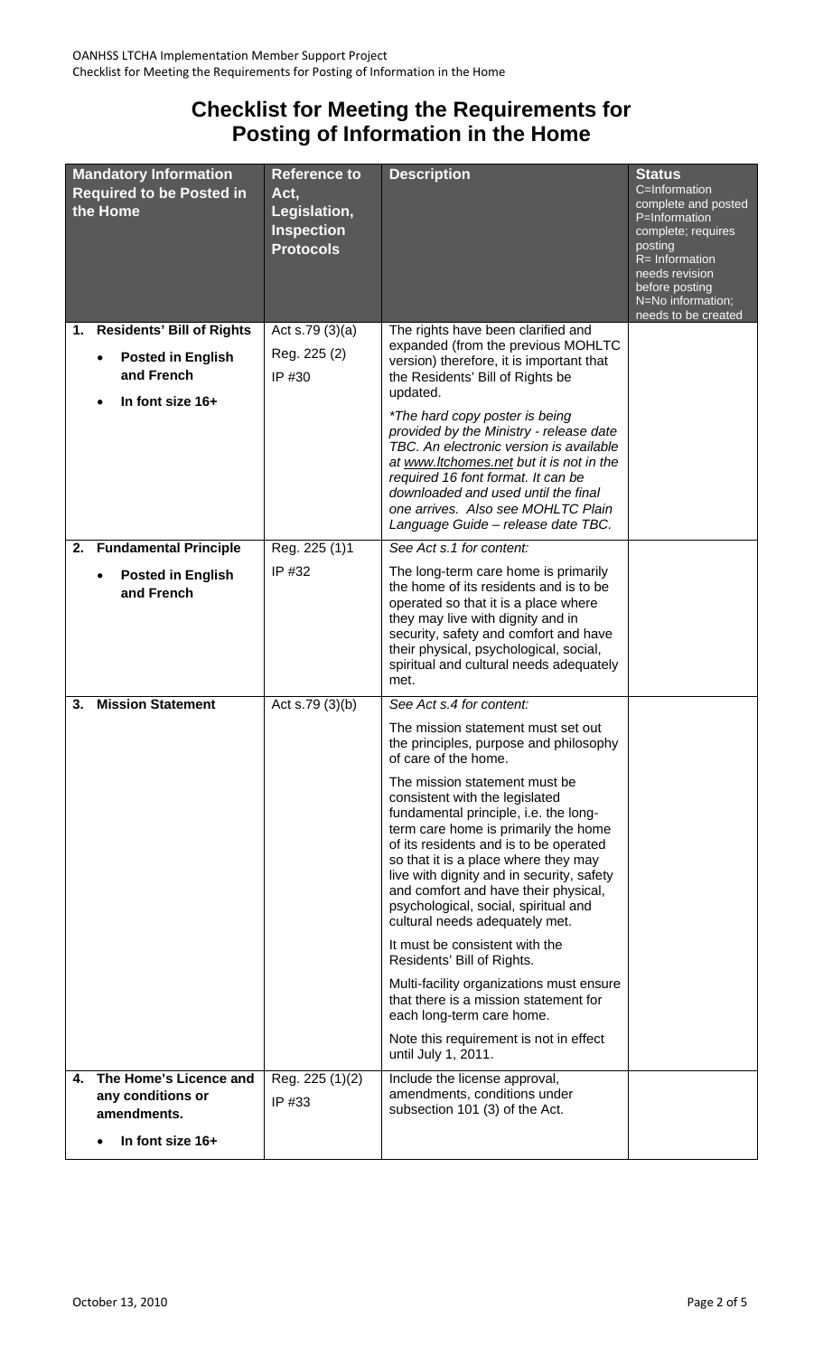# Checklist for Meeting the Requirements for Posting of Information in the Home

| Mandatory Information Required to be Posted in the Home | Reference to Act, Legislation, Inspection Protocols | Description | Status<br>C=Information complete and posted<br>P=Information complete; requires posting<br>R= Information needs revision before posting<br>N=No information; needs to be created |
|---|---|---|---|
| **1. Residents' Bill of Rights**<br>• **Posted in English and French**<br>• **In font size 16+** | Act s.79 (3)(a)<br>Reg. 225 (2)<br>IP #30 | The rights have been clarified and expanded (from the previous MOHLTC version) therefore, it is important that the Residents' Bill of Rights be updated.<br>*\*The hard copy poster is being provided by the Ministry - release date TBC. An electronic version is available at www.ltchomes.net but it is not in the required 16 font format. It can be downloaded and used until the final one arrives. Also see MOHLTC Plain Language Guide – release date TBC.* | |
| **2. Fundamental Principle**<br>• **Posted in English and French** | Reg. 225 (1)1<br>IP #32 | *See Act s.1 for content:*<br>The long-term care home is primarily the home of its residents and is to be operated so that it is a place where they may live with dignity and in security, safety and comfort and have their physical, psychological, social, spiritual and cultural needs adequately met. | |
| **3. Mission Statement** | Act s.79 (3)(b) | *See Act s.4 for content:*<br>The mission statement must set out the principles, purpose and philosophy of care of the home.<br>The mission statement must be consistent with the legislated fundamental principle, i.e. the long-term care home is primarily the home of its residents and is to be operated so that it is a place where they may live with dignity and in security, safety and comfort and have their physical, psychological, social, spiritual and cultural needs adequately met.<br>It must be consistent with the Residents' Bill of Rights.<br>Multi-facility organizations must ensure that there is a mission statement for each long-term care home.<br>Note this requirement is not in effect until July 1, 2011. | |
| **4. The Home's Licence and any conditions or amendments.**<br>• **In font size 16+** | Reg. 225 (1)(2)<br>IP #33 | Include the license approval, amendments, conditions under subsection 101 (3) of the Act. | |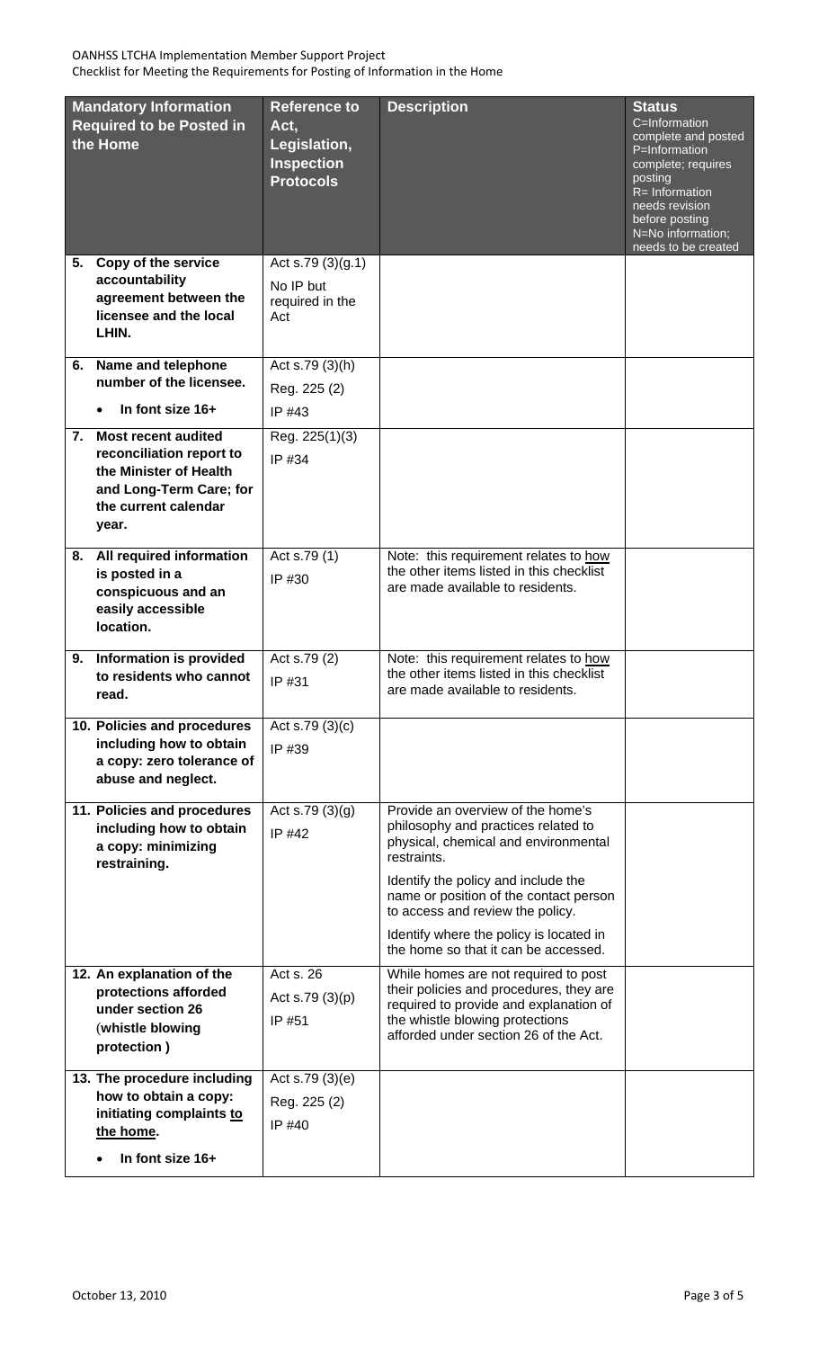| Mandatory Information Required to be Posted in the Home | Reference to Act, Legislation, Inspection Protocols | Description | Status C=Information complete and posted P=Information complete; requires posting R= Information needs revision before posting N=No information; needs to be created |
|---|---|---|---|
| **5. Copy of the service accountability agreement between the licensee and the local LHIN.** | Act s.79 (3)(g.1) No IP but required in the Act | | |
| **6. Name and telephone number of the licensee.** • **In font size 16+** | Act s.79 (3)(h) Reg. 225 (2) IP #43 | | |
| **7. Most recent audited reconciliation report to the Minister of Health and Long-Term Care; for the current calendar year.** | Reg. 225(1)(3) IP #34 | | |
| **8. All required information is posted in a conspicuous and an easily accessible location.** | Act s.79 (1) IP #30 | Note: this requirement relates to how the other items listed in this checklist are made available to residents. | |
| **9. Information is provided to residents who cannot read.** | Act s.79 (2) IP #31 | Note: this requirement relates to how the other items listed in this checklist are made available to residents. | |
| **10. Policies and procedures including how to obtain a copy: zero tolerance of abuse and neglect.** | Act s.79 (3)(c) IP #39 | | |
| **11. Policies and procedures including how to obtain a copy: minimizing restraining.** | Act s.79 (3)(g) IP #42 | Provide an overview of the home's philosophy and practices related to physical, chemical and environmental restraints. Identify the policy and include the name or position of the contact person to access and review the policy. Identify where the policy is located in the home so that it can be accessed. | |
| **12. An explanation of the protections afforded under section 26 (whistle blowing protection )** | Act s. 26 Act s.79 (3)(p) IP #51 | While homes are not required to post their policies and procedures, they are required to provide and explanation of the whistle blowing protections afforded under section 26 of the Act. | |
| **13. The procedure including how to obtain a copy: initiating complaints to the home.** • **In font size 16+** | Act s.79 (3)(e) Reg. 225 (2) IP #40 | | |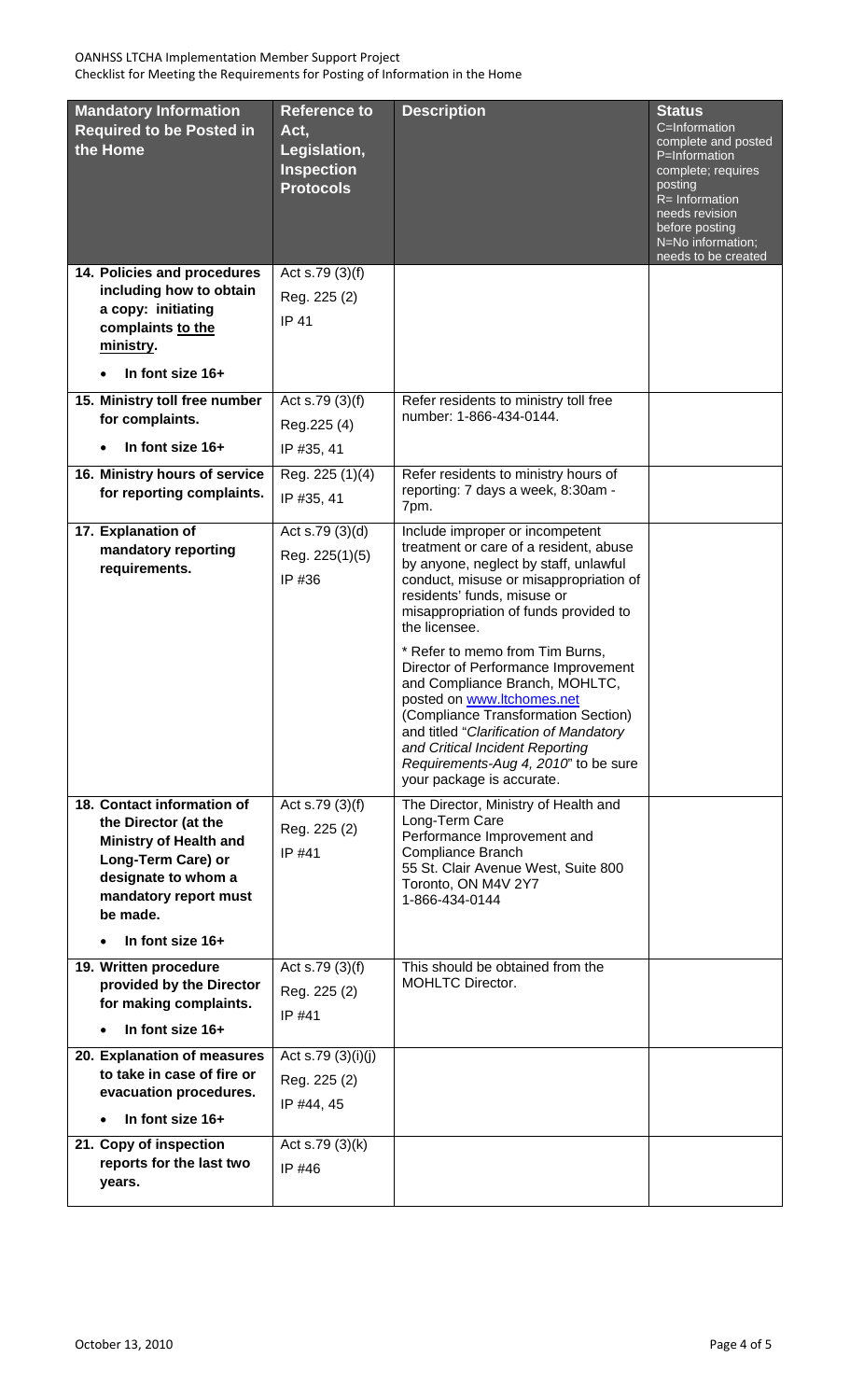| Mandatory Information Required to be Posted in the Home | Reference to Act, Legislation, Inspection Protocols | Description | Status C=Information complete and posted P=Information complete; requires posting R= Information needs revision before posting N=No information; needs to be created |
|---|---|---|---|
| **14. Policies and procedures including how to obtain a copy: initiating complaints to the ministry.** <br>• **In font size 16+** | Act s.79 (3)(f) <br>Reg. 225 (2) <br>IP 41 | | |
| **15. Ministry toll free number for complaints.** <br>• **In font size 16+** | Act s.79 (3)(f) <br>Reg.225 (4) <br>IP #35, 41 | Refer residents to ministry toll free number: 1-866-434-0144. | |
| **16. Ministry hours of service for reporting complaints.** | Reg. 225 (1)(4) <br>IP #35, 41 | Refer residents to ministry hours of reporting: 7 days a week, 8:30am - 7pm. | |
| **17. Explanation of mandatory reporting requirements.** | Act s.79 (3)(d) <br>Reg. 225(1)(5) <br>IP #36 | Include improper or incompetent treatment or care of a resident, abuse by anyone, neglect by staff, unlawful conduct, misuse or misappropriation of residents' funds, misuse or misappropriation of funds provided to the licensee. <br><br>* Refer to memo from Tim Burns, Director of Performance Improvement and Compliance Branch, MOHLTC, posted on www.ltchomes.net (Compliance Transformation Section) and titled "*Clarification of Mandatory and Critical Incident Reporting Requirements-Aug 4, 2010*" to be sure your package is accurate. | |
| **18. Contact information of the Director (at the Ministry of Health and Long-Term Care) or designate to whom a mandatory report must be made.** <br>• **In font size 16+** | Act s.79 (3)(f) <br>Reg. 225 (2) <br>IP #41 | The Director, Ministry of Health and Long-Term Care <br>Performance Improvement and Compliance Branch <br>55 St. Clair Avenue West, Suite 800 <br>Toronto, ON M4V 2Y7 <br>1-866-434-0144 | |
| **19. Written procedure provided by the Director for making complaints.** <br>• **In font size 16+** | Act s.79 (3)(f) <br>Reg. 225 (2) <br>IP #41 | This should be obtained from the MOHLTC Director. | |
| **20. Explanation of measures to take in case of fire or evacuation procedures.** <br>• **In font size 16+** | Act s.79 (3)(i)(j) <br>Reg. 225 (2) <br>IP #44, 45 | | |
| **21. Copy of inspection reports for the last two years.** | Act s.79 (3)(k) <br>IP #46 | | |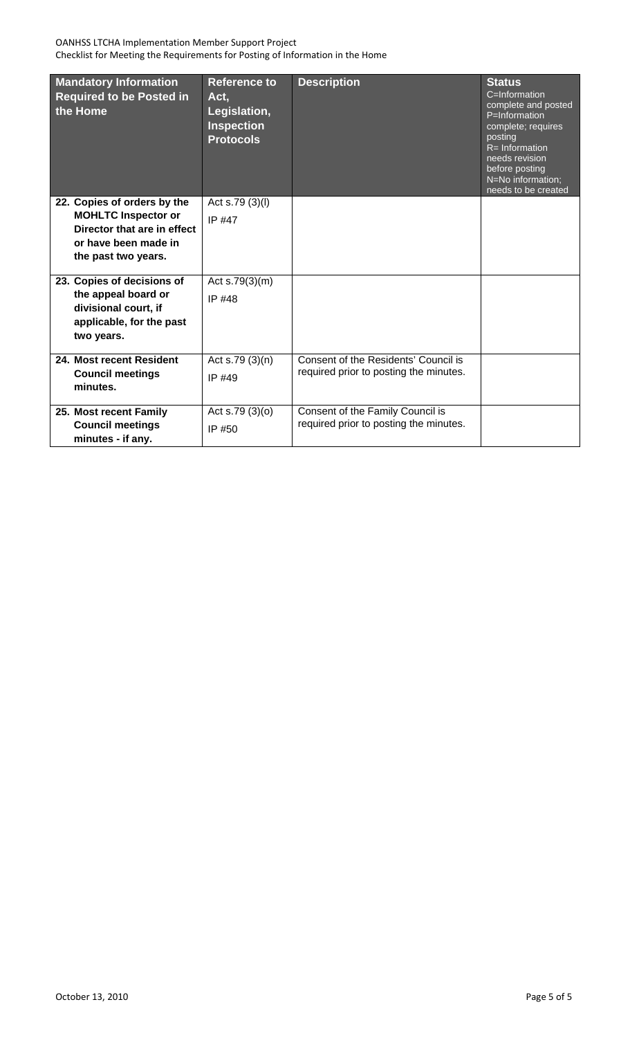| Mandatory Information Required to be Posted in the Home | Reference to Act, Legislation, Inspection Protocols | Description | Status C=Information complete and posted P=Information complete; requires posting R= Information needs revision before posting N=No information; needs to be created |
|---|---|---|---|
| **22. Copies of orders by the MOHLTC Inspector or Director that are in effect or have been made in the past two years.** | Act s.79 (3)(l) IP #47 | | |
| **23. Copies of decisions of the appeal board or divisional court, if applicable, for the past two years.** | Act s.79(3)(m) IP #48 | | |
| **24. Most recent Resident Council meetings minutes.** | Act s.79 (3)(n) IP #49 | Consent of the Residents' Council is required prior to posting the minutes. | |
| **25. Most recent Family Council meetings minutes - if any.** | Act s.79 (3)(o) IP #50 | Consent of the Family Council is required prior to posting the minutes. | |